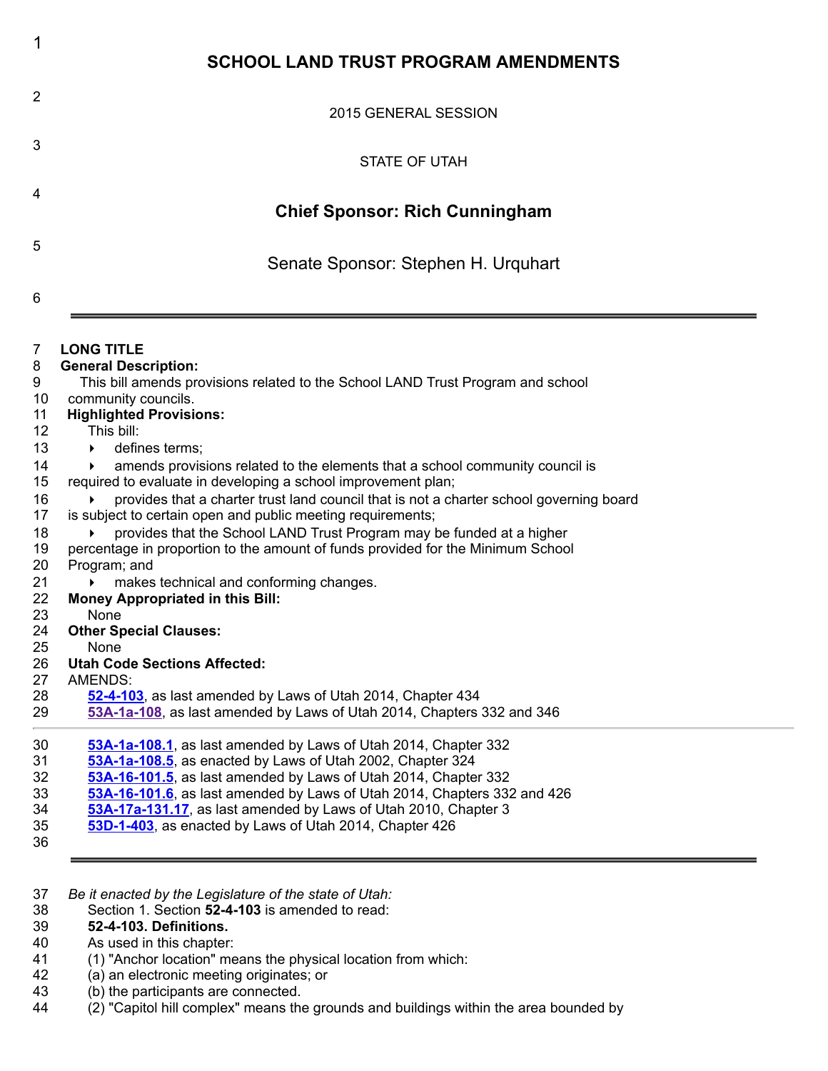# SCHOOL LAND TRUST PROGRAM AMENDMENTS

2015 GENERAL SESSION

STATE OF UTAH

## Chief Sponsor: Rich Cunningham

Senate Sponsor: Stephen H. Urquhart

---

**LONG TITLE**

**General Description:**

This bill amends provisions related to the School LAND Trust Program and school community councils.

**Highlighted Provisions:**

This bill:

- defines terms;
- amends provisions related to the elements that a school community council is required to evaluate in developing a school improvement plan;
- provides that a charter trust land council that is not a charter school governing board is subject to certain open and public meeting requirements;
- provides that the School LAND Trust Program may be funded at a higher percentage in proportion to the amount of funds provided for the Minimum School Program; and
- makes technical and conforming changes.

**Money Appropriated in this Bill:**

None

**Other Special Clauses:**

None

**Utah Code Sections Affected:**

AMENDS:

**52-4-103**, as last amended by Laws of Utah 2014, Chapter 434

**53A-1a-108**, as last amended by Laws of Utah 2014, Chapters 332 and 346

**53A-1a-108.1**, as last amended by Laws of Utah 2014, Chapter 332

**53A-1a-108.5**, as enacted by Laws of Utah 2002, Chapter 324

**53A-16-101.5**, as last amended by Laws of Utah 2014, Chapter 332

**53A-16-101.6**, as last amended by Laws of Utah 2014, Chapters 332 and 426

**53A-17a-131.17**, as last amended by Laws of Utah 2010, Chapter 3

**53D-1-403**, as enacted by Laws of Utah 2014, Chapter 426

---

*Be it enacted by the Legislature of the state of Utah:*

Section 1. Section **52-4-103** is amended to read:

**52-4-103. Definitions.**

As used in this chapter:

(1) "Anchor location" means the physical location from which:

(a) an electronic meeting originates; or

(b) the participants are connected.

(2) "Capitol hill complex" means the grounds and buildings within the area bounded by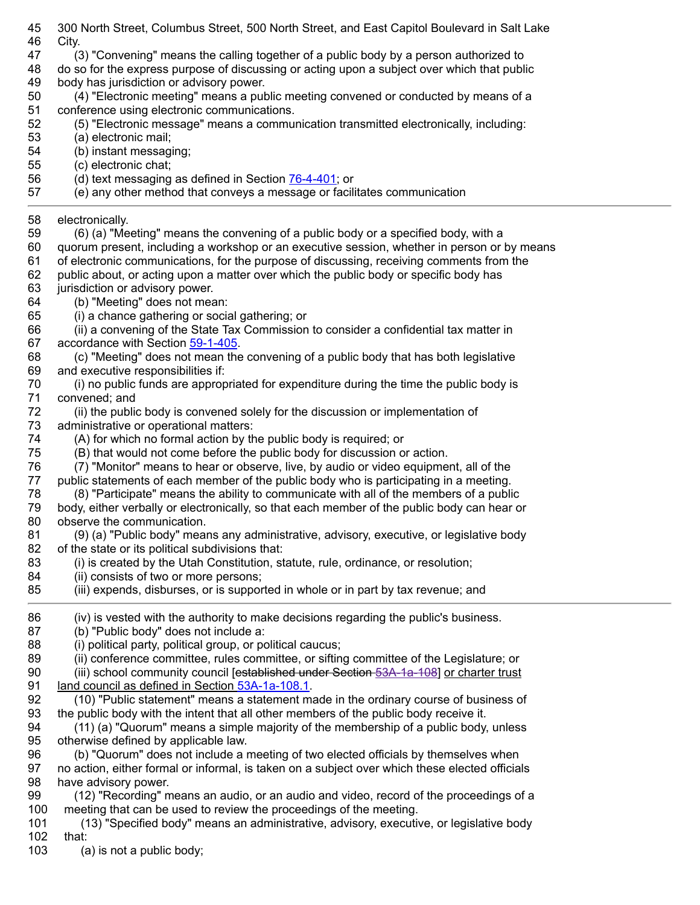300 North Street, Columbus Street, 500 North Street, and East Capitol Boulevard in Salt Lake City.

(3) "Convening" means the calling together of a public body by a person authorized to do so for the express purpose of discussing or acting upon a subject over which that public body has jurisdiction or advisory power.

(4) "Electronic meeting" means a public meeting convened or conducted by means of a conference using electronic communications.

(5) "Electronic message" means a communication transmitted electronically, including:

(a) electronic mail;

(b) instant messaging;

(c) electronic chat;

(d) text messaging as defined in Section 76-4-401; or

(e) any other method that conveys a message or facilitates communication electronically.

(6) (a) "Meeting" means the convening of a public body or a specified body, with a quorum present, including a workshop or an executive session, whether in person or by means of electronic communications, for the purpose of discussing, receiving comments from the public about, or acting upon a matter over which the public body or specific body has jurisdiction or advisory power.

(b) "Meeting" does not mean:

(i) a chance gathering or social gathering; or

(ii) a convening of the State Tax Commission to consider a confidential tax matter in accordance with Section 59-1-405.

(c) "Meeting" does not mean the convening of a public body that has both legislative and executive responsibilities if:

(i) no public funds are appropriated for expenditure during the time the public body is convened; and

(ii) the public body is convened solely for the discussion or implementation of administrative or operational matters:

(A) for which no formal action by the public body is required; or

(B) that would not come before the public body for discussion or action.

(7) "Monitor" means to hear or observe, live, by audio or video equipment, all of the public statements of each member of the public body who is participating in a meeting.

(8) "Participate" means the ability to communicate with all of the members of a public body, either verbally or electronically, so that each member of the public body can hear or observe the communication.

(9) (a) "Public body" means any administrative, advisory, executive, or legislative body of the state or its political subdivisions that:

(i) is created by the Utah Constitution, statute, rule, ordinance, or resolution;

(ii) consists of two or more persons;

(iii) expends, disburses, or is supported in whole or in part by tax revenue; and

(iv) is vested with the authority to make decisions regarding the public's business.

(b) "Public body" does not include a:

(i) political party, political group, or political caucus;

(ii) conference committee, rules committee, or sifting committee of the Legislature; or

(iii) school community council [~~established under Section 53A-1a-108~~] <u>or charter trust land council as defined in Section 53A-1a-108.1</u>.

(10) "Public statement" means a statement made in the ordinary course of business of the public body with the intent that all other members of the public body receive it.

(11) (a) "Quorum" means a simple majority of the membership of a public body, unless otherwise defined by applicable law.

(b) "Quorum" does not include a meeting of two elected officials by themselves when no action, either formal or informal, is taken on a subject over which these elected officials have advisory power.

(12) "Recording" means an audio, or an audio and video, record of the proceedings of a meeting that can be used to review the proceedings of the meeting.

(13) "Specified body" means an administrative, advisory, executive, or legislative body that:

(a) is not a public body;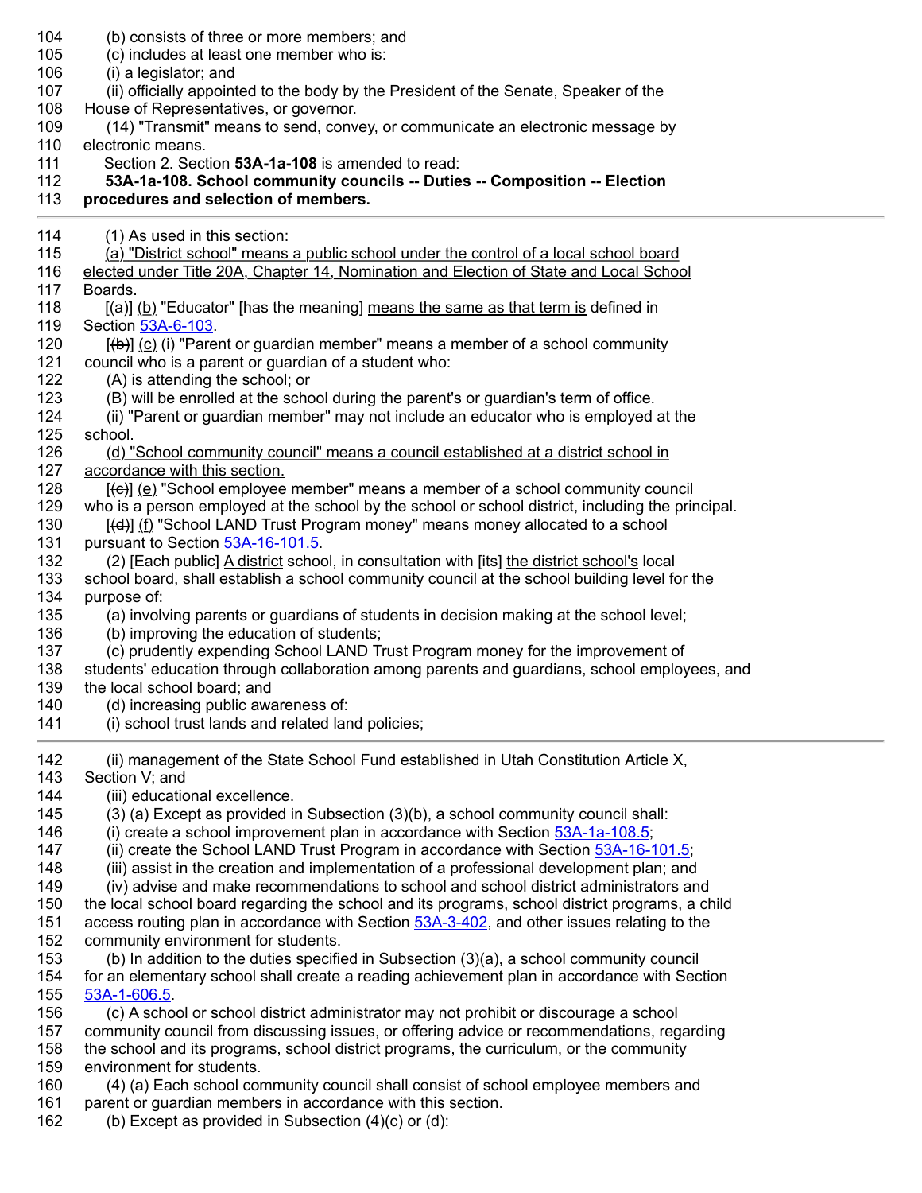104 (b) consists of three or more members; and
105 (c) includes at least one member who is:
106 (i) a legislator; and
107 (ii) officially appointed to the body by the President of the Senate, Speaker of the
108 House of Representatives, or governor.
109 (14) "Transmit" means to send, convey, or communicate an electronic message by
110 electronic means.
111 Section 2. Section **53A-1a-108** is amended to read:
112 **53A-1a-108. School community councils -- Duties -- Composition -- Election**
113 **procedures and selection of members.**

---

114 (1) As used in this section:
115 (a) "District school" means a public school under the control of a local school board
116 elected under Title 20A, Chapter 14, Nomination and Election of State and Local School
117 Boards.
118 [~~(a)~~] (b) "Educator" [~~has the meaning~~] means the same as that term is defined in
119 Section 53A-6-103.
120 [~~(b)~~] (c) (i) "Parent or guardian member" means a member of a school community
121 council who is a parent or guardian of a student who:
122 (A) is attending the school; or
123 (B) will be enrolled at the school during the parent's or guardian's term of office.
124 (ii) "Parent or guardian member" may not include an educator who is employed at the
125 school.
126 (d) "School community council" means a council established at a district school in
127 accordance with this section.
128 [~~(c)~~] (e) "School employee member" means a member of a school community council
129 who is a person employed at the school by the school or school district, including the principal.
130 [~~(d)~~] (f) "School LAND Trust Program money" means money allocated to a school
131 pursuant to Section 53A-16-101.5.
132 (2) [~~Each public~~] A district school, in consultation with [~~its~~] the district school's local
133 school board, shall establish a school community council at the school building level for the
134 purpose of:
135 (a) involving parents or guardians of students in decision making at the school level;
136 (b) improving the education of students;
137 (c) prudently expending School LAND Trust Program money for the improvement of
138 students' education through collaboration among parents and guardians, school employees, and
139 the local school board; and
140 (d) increasing public awareness of:
141 (i) school trust lands and related land policies;

---

142 (ii) management of the State School Fund established in Utah Constitution Article X,
143 Section V; and
144 (iii) educational excellence.
145 (3) (a) Except as provided in Subsection (3)(b), a school community council shall:
146 (i) create a school improvement plan in accordance with Section 53A-1a-108.5;
147 (ii) create the School LAND Trust Program in accordance with Section 53A-16-101.5;
148 (iii) assist in the creation and implementation of a professional development plan; and
149 (iv) advise and make recommendations to school and school district administrators and
150 the local school board regarding the school and its programs, school district programs, a child
151 access routing plan in accordance with Section 53A-3-402, and other issues relating to the
152 community environment for students.
153 (b) In addition to the duties specified in Subsection (3)(a), a school community council
154 for an elementary school shall create a reading achievement plan in accordance with Section
155 53A-1-606.5.
156 (c) A school or school district administrator may not prohibit or discourage a school
157 community council from discussing issues, or offering advice or recommendations, regarding
158 the school and its programs, school district programs, the curriculum, or the community
159 environment for students.
160 (4) (a) Each school community council shall consist of school employee members and
161 parent or guardian members in accordance with this section.
162 (b) Except as provided in Subsection (4)(c) or (d):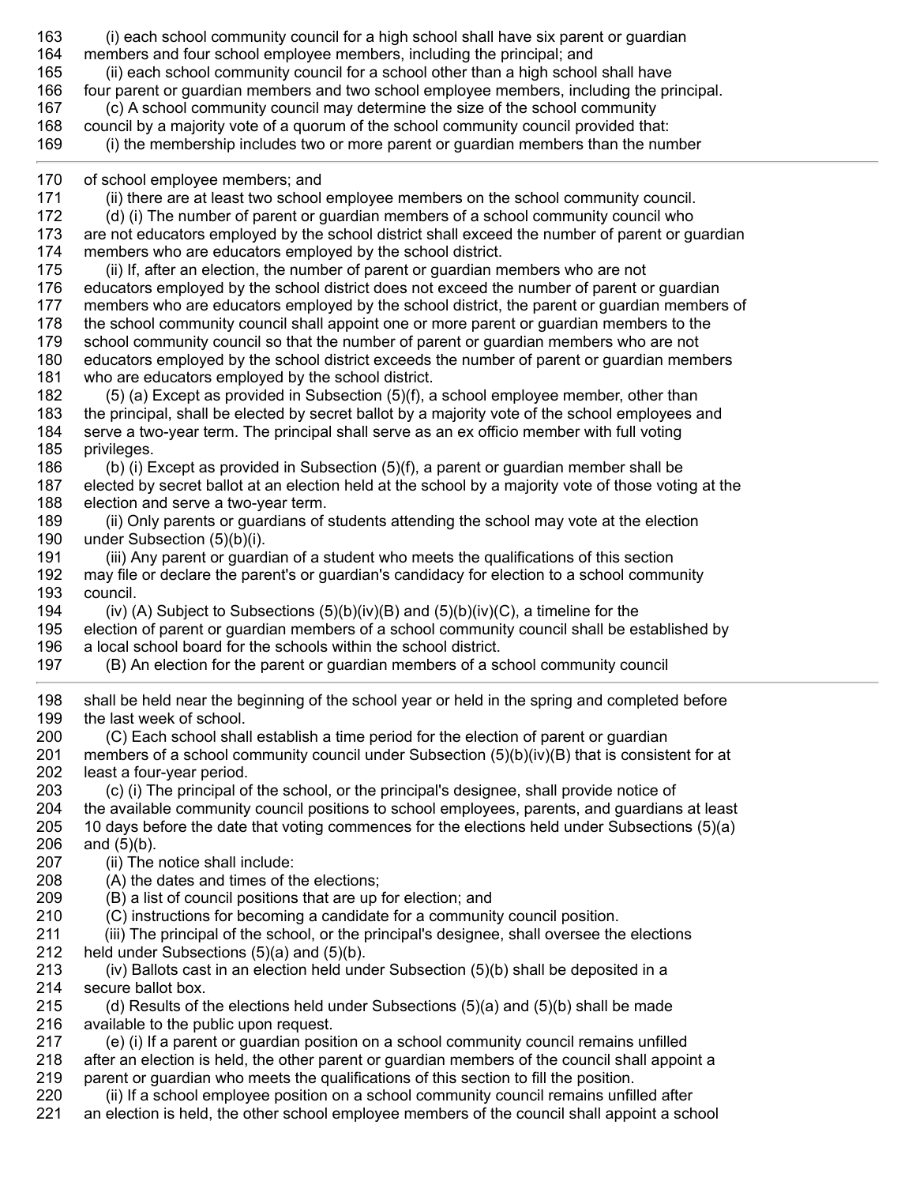(i) each school community council for a high school shall have six parent or guardian members and four school employee members, including the principal; and

(ii) each school community council for a school other than a high school shall have four parent or guardian members and two school employee members, including the principal.

(c) A school community council may determine the size of the school community council by a majority vote of a quorum of the school community council provided that:

(i) the membership includes two or more parent or guardian members than the number of school employee members; and

(ii) there are at least two school employee members on the school community council.

(d) (i) The number of parent or guardian members of a school community council who are not educators employed by the school district shall exceed the number of parent or guardian members who are educators employed by the school district.

(ii) If, after an election, the number of parent or guardian members who are not educators employed by the school district does not exceed the number of parent or guardian members who are educators employed by the school district, the parent or guardian members of the school community council shall appoint one or more parent or guardian members to the school community council so that the number of parent or guardian members who are not educators employed by the school district exceeds the number of parent or guardian members who are educators employed by the school district.

(5) (a) Except as provided in Subsection (5)(f), a school employee member, other than the principal, shall be elected by secret ballot by a majority vote of the school employees and serve a two-year term. The principal shall serve as an ex officio member with full voting privileges.

(b) (i) Except as provided in Subsection (5)(f), a parent or guardian member shall be elected by secret ballot at an election held at the school by a majority vote of those voting at the election and serve a two-year term.

(ii) Only parents or guardians of students attending the school may vote at the election under Subsection (5)(b)(i).

(iii) Any parent or guardian of a student who meets the qualifications of this section may file or declare the parent's or guardian's candidacy for election to a school community council.

(iv) (A) Subject to Subsections (5)(b)(iv)(B) and (5)(b)(iv)(C), a timeline for the election of parent or guardian members of a school community council shall be established by a local school board for the schools within the school district.

(B) An election for the parent or guardian members of a school community council shall be held near the beginning of the school year or held in the spring and completed before the last week of school.

(C) Each school shall establish a time period for the election of parent or guardian members of a school community council under Subsection (5)(b)(iv)(B) that is consistent for at least a four-year period.

(c) (i) The principal of the school, or the principal's designee, shall provide notice of the available community council positions to school employees, parents, and guardians at least 10 days before the date that voting commences for the elections held under Subsections (5)(a) and (5)(b).

(ii) The notice shall include:

(A) the dates and times of the elections;

(B) a list of council positions that are up for election; and

(C) instructions for becoming a candidate for a community council position.

(iii) The principal of the school, or the principal's designee, shall oversee the elections held under Subsections (5)(a) and (5)(b).

(iv) Ballots cast in an election held under Subsection (5)(b) shall be deposited in a secure ballot box.

(d) Results of the elections held under Subsections (5)(a) and (5)(b) shall be made available to the public upon request.

(e) (i) If a parent or guardian position on a school community council remains unfilled after an election is held, the other parent or guardian members of the council shall appoint a parent or guardian who meets the qualifications of this section to fill the position.

(ii) If a school employee position on a school community council remains unfilled after an election is held, the other school employee members of the council shall appoint a school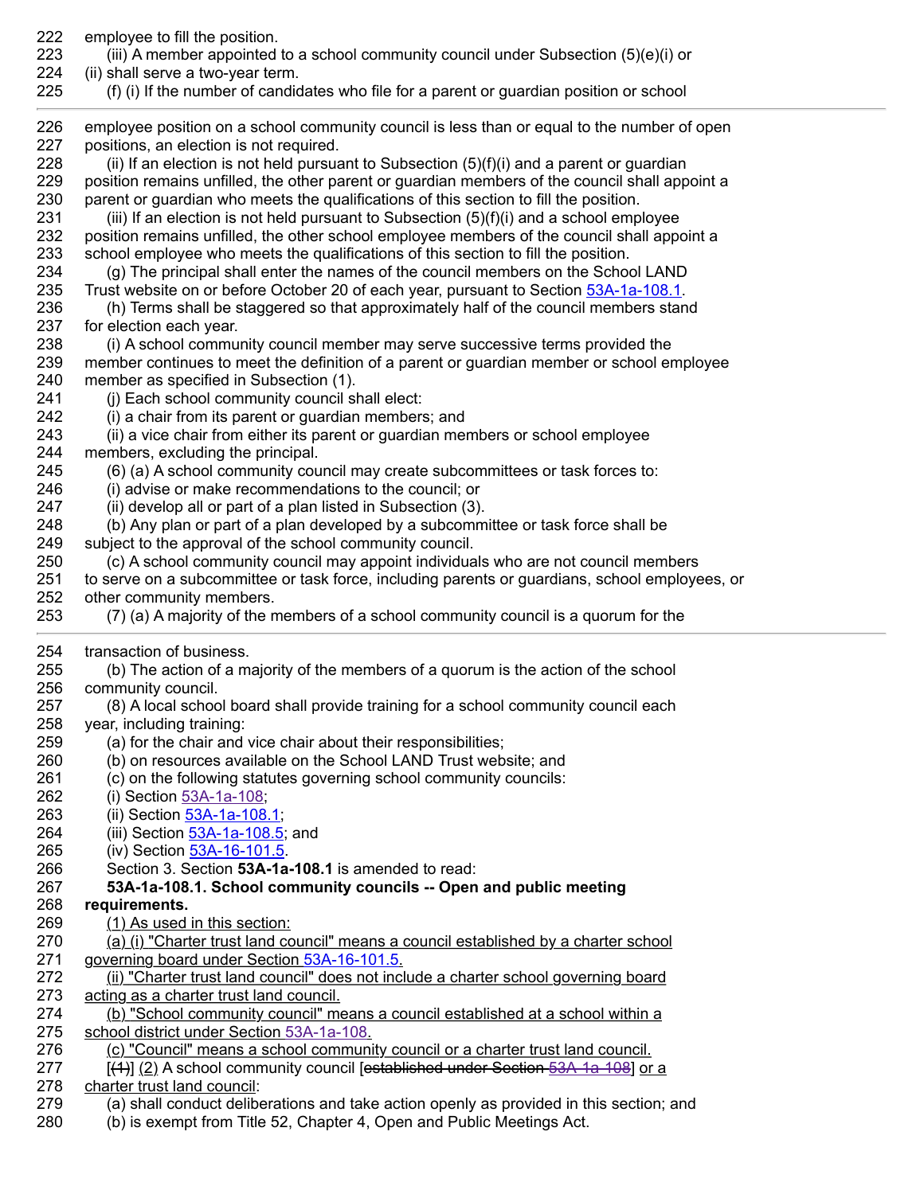222 employee to fill the position.

223 (iii) A member appointed to a school community council under Subsection (5)(e)(i) or
224 (ii) shall serve a two-year term.

225 (f) (i) If the number of candidates who file for a parent or guardian position or school
226 employee position on a school community council is less than or equal to the number of open
227 positions, an election is not required.

228 (ii) If an election is not held pursuant to Subsection (5)(f)(i) and a parent or guardian
229 position remains unfilled, the other parent or guardian members of the council shall appoint a
230 parent or guardian who meets the qualifications of this section to fill the position.

231 (iii) If an election is not held pursuant to Subsection (5)(f)(i) and a school employee
232 position remains unfilled, the other school employee members of the council shall appoint a
233 school employee who meets the qualifications of this section to fill the position.

234 (g) The principal shall enter the names of the council members on the School LAND
235 Trust website on or before October 20 of each year, pursuant to Section 53A-1a-108.1.

236 (h) Terms shall be staggered so that approximately half of the council members stand
237 for election each year.

238 (i) A school community council member may serve successive terms provided the
239 member continues to meet the definition of a parent or guardian member or school employee
240 member as specified in Subsection (1).

241 (j) Each school community council shall elect:

242 (i) a chair from its parent or guardian members; and

243 (ii) a vice chair from either its parent or guardian members or school employee
244 members, excluding the principal.

245 (6) (a) A school community council may create subcommittees or task forces to:

246 (i) advise or make recommendations to the council; or

247 (ii) develop all or part of a plan listed in Subsection (3).

248 (b) Any plan or part of a plan developed by a subcommittee or task force shall be
249 subject to the approval of the school community council.

250 (c) A school community council may appoint individuals who are not council members
251 to serve on a subcommittee or task force, including parents or guardians, school employees, or
252 other community members.

253 (7) (a) A majority of the members of a school community council is a quorum for the
254 transaction of business.

255 (b) The action of a majority of the members of a quorum is the action of the school
256 community council.

257 (8) A local school board shall provide training for a school community council each
258 year, including training:

259 (a) for the chair and vice chair about their responsibilities;

260 (b) on resources available on the School LAND Trust website; and

261 (c) on the following statutes governing school community councils:

262 (i) Section 53A-1a-108;

263 (ii) Section 53A-1a-108.1;

264 (iii) Section 53A-1a-108.5; and

265 (iv) Section 53A-16-101.5.

266 Section 3. Section **53A-1a-108.1** is amended to read:

267 **53A-1a-108.1. School community councils -- Open and public meeting**
268 **requirements.**

269 <u>(1) As used in this section:</u>

270 <u>(a) (i) "Charter trust land council" means a council established by a charter school</u>
271 <u>governing board under Section 53A-16-101.5.</u>

272 <u>(ii) "Charter trust land council" does not include a charter school governing board</u>
273 <u>acting as a charter trust land council.</u>

274 <u>(b) "School community council" means a council established at a school within a</u>
275 <u>school district under Section 53A-1a-108.</u>

276 <u>(c) "Council" means a school community council or a charter trust land council.</u>

277 [~~(1)~~] <u>(2)</u> A school community council [~~established under Section 53A-1a-108~~] <u>or a</u>
278 <u>charter trust land council</u>:

279 (a) shall conduct deliberations and take action openly as provided in this section; and

280 (b) is exempt from Title 52, Chapter 4, Open and Public Meetings Act.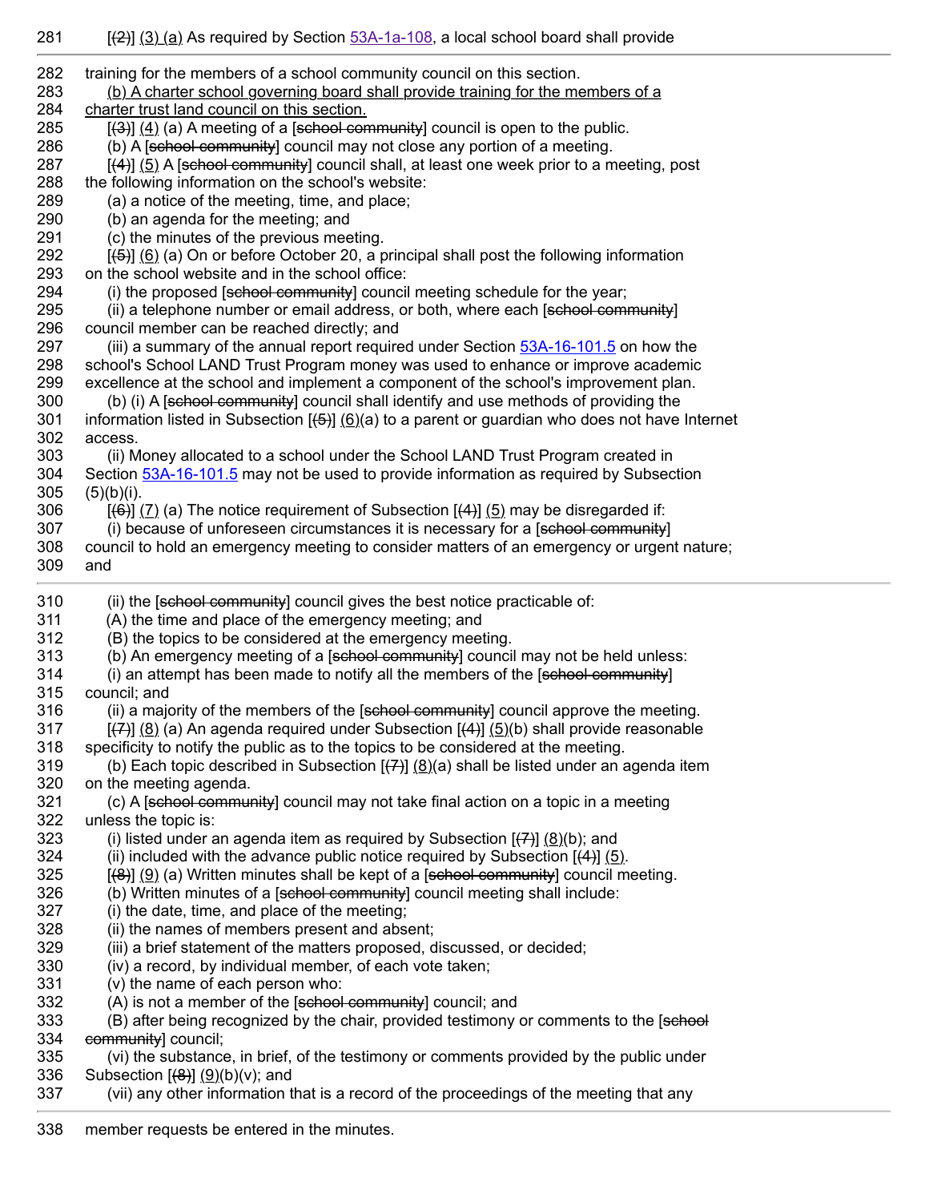281 [(2)] (3) (a) As required by Section 53A-1a-108, a local school board shall provide
282 training for the members of a school community council on this section.
283 (b) A charter school governing board shall provide training for the members of a
284 charter trust land council on this section.
285 [(3)] (4) (a) A meeting of a [school community] council is open to the public.
286 (b) A [school community] council may not close any portion of a meeting.
287 [(4)] (5) A [school community] council shall, at least one week prior to a meeting, post
288 the following information on the school's website:
289 (a) a notice of the meeting, time, and place;
290 (b) an agenda for the meeting; and
291 (c) the minutes of the previous meeting.
292 [(5)] (6) (a) On or before October 20, a principal shall post the following information
293 on the school website and in the school office:
294 (i) the proposed [school community] council meeting schedule for the year;
295 (ii) a telephone number or email address, or both, where each [school community]
296 council member can be reached directly; and
297 (iii) a summary of the annual report required under Section 53A-16-101.5 on how the
298 school's School LAND Trust Program money was used to enhance or improve academic
299 excellence at the school and implement a component of the school's improvement plan.
300 (b) (i) A [school community] council shall identify and use methods of providing the
301 information listed in Subsection [(5)] (6)(a) to a parent or guardian who does not have Internet
302 access.
303 (ii) Money allocated to a school under the School LAND Trust Program created in
304 Section 53A-16-101.5 may not be used to provide information as required by Subsection
305 (5)(b)(i).
306 [(6)] (7) (a) The notice requirement of Subsection [(4)] (5) may be disregarded if:
307 (i) because of unforeseen circumstances it is necessary for a [school community]
308 council to hold an emergency meeting to consider matters of an emergency or urgent nature;
309 and
310 (ii) the [school community] council gives the best notice practicable of:
311 (A) the time and place of the emergency meeting; and
312 (B) the topics to be considered at the emergency meeting.
313 (b) An emergency meeting of a [school community] council may not be held unless:
314 (i) an attempt has been made to notify all the members of the [school community]
315 council; and
316 (ii) a majority of the members of the [school community] council approve the meeting.
317 [(7)] (8) (a) An agenda required under Subsection [(4)] (5)(b) shall provide reasonable
318 specificity to notify the public as to the topics to be considered at the meeting.
319 (b) Each topic described in Subsection [(7)] (8)(a) shall be listed under an agenda item
320 on the meeting agenda.
321 (c) A [school community] council may not take final action on a topic in a meeting
322 unless the topic is:
323 (i) listed under an agenda item as required by Subsection [(7)] (8)(b); and
324 (ii) included with the advance public notice required by Subsection [(4)] (5).
325 [(8)] (9) (a) Written minutes shall be kept of a [school community] council meeting.
326 (b) Written minutes of a [school community] council meeting shall include:
327 (i) the date, time, and place of the meeting;
328 (ii) the names of members present and absent;
329 (iii) a brief statement of the matters proposed, discussed, or decided;
330 (iv) a record, by individual member, of each vote taken;
331 (v) the name of each person who:
332 (A) is not a member of the [school community] council; and
333 (B) after being recognized by the chair, provided testimony or comments to the [school
334 community] council;
335 (vi) the substance, in brief, of the testimony or comments provided by the public under
336 Subsection [(8)] (9)(b)(v); and
337 (vii) any other information that is a record of the proceedings of the meeting that any
338 member requests be entered in the minutes.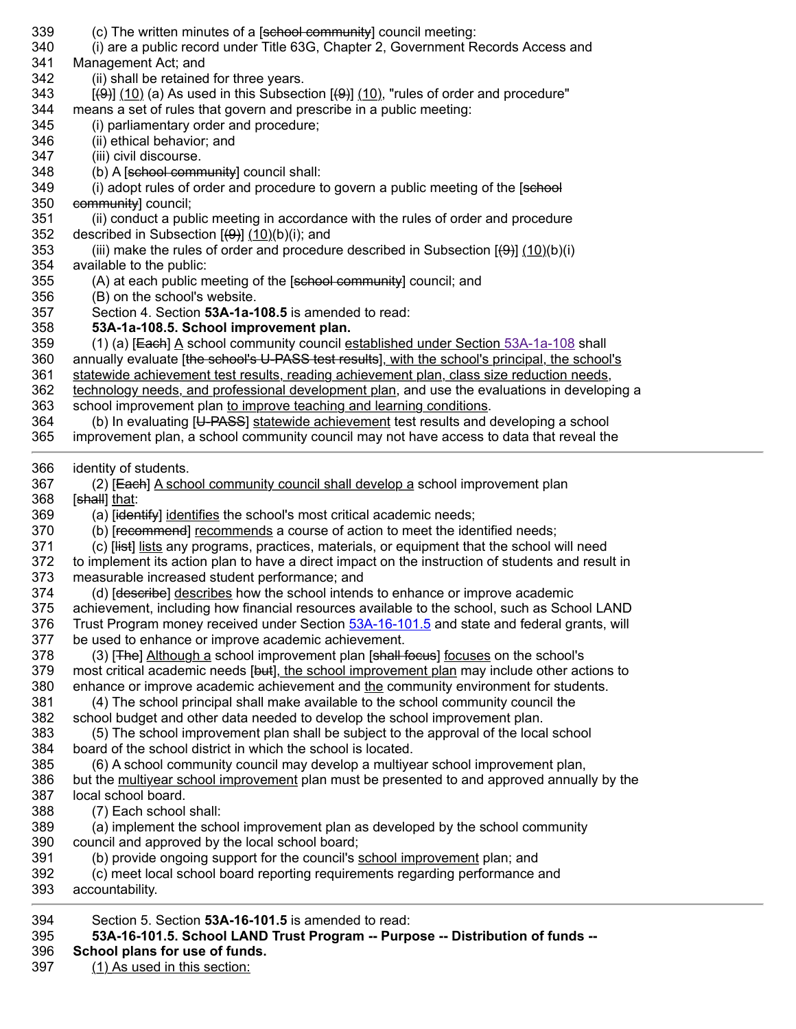339 (c) The written minutes of a [~~school community~~] council meeting:
340 (i) are a public record under Title 63G, Chapter 2, Government Records Access and
341 Management Act; and
342 (ii) shall be retained for three years.
343 [~~(9)~~] <u>(10)</u> (a) As used in this Subsection [~~(9)~~] <u>(10)</u>, "rules of order and procedure"
344 means a set of rules that govern and prescribe in a public meeting:
345 (i) parliamentary order and procedure;
346 (ii) ethical behavior; and
347 (iii) civil discourse.
348 (b) A [~~school community~~] council shall:
349 (i) adopt rules of order and procedure to govern a public meeting of the [~~school~~
350 ~~community~~] council;
351 (ii) conduct a public meeting in accordance with the rules of order and procedure
352 described in Subsection [~~(9)~~] <u>(10)</u>(b)(i); and
353 (iii) make the rules of order and procedure described in Subsection [~~(9)~~] <u>(10)</u>(b)(i)
354 available to the public:
355 (A) at each public meeting of the [~~school community~~] council; and
356 (B) on the school's website.
357 Section 4. Section **53A-1a-108.5** is amended to read:
358 **53A-1a-108.5. School improvement plan.**
359 (1) (a) [~~Each~~] <u>A</u> school community council <u>established under Section 53A-1a-108</u> shall
360 annually evaluate [~~the school's U-PASS test results~~]<u>, with the school's principal, the school's</u>
361 <u>statewide achievement test results, reading achievement plan, class size reduction needs,</u>
362 <u>technology needs, and professional development plan</u>, and use the evaluations in developing a
363 school improvement plan <u>to improve teaching and learning conditions</u>.
364 (b) In evaluating [~~U-PASS~~] <u>statewide achievement</u> test results and developing a school
365 improvement plan, a school community council may not have access to data that reveal the
366 identity of students.
367 (2) [~~Each~~] <u>A school community council shall develop a</u> school improvement plan
368 [~~shall~~] <u>that</u>:
369 (a) [~~identify~~] <u>identifies</u> the school's most critical academic needs;
370 (b) [~~recommend~~] <u>recommends</u> a course of action to meet the identified needs;
371 (c) [~~list~~] <u>lists</u> any programs, practices, materials, or equipment that the school will need
372 to implement its action plan to have a direct impact on the instruction of students and result in
373 measurable increased student performance; and
374 (d) [~~describe~~] <u>describes</u> how the school intends to enhance or improve academic
375 achievement, including how financial resources available to the school, such as School LAND
376 Trust Program money received under Section 53A-16-101.5 and state and federal grants, will
377 be used to enhance or improve academic achievement.
378 (3) [~~The~~] <u>Although a</u> school improvement plan [~~shall focus~~] <u>focuses</u> on the school's
379 most critical academic needs [~~but~~]<u>, the school improvement plan</u> may include other actions to
380 enhance or improve academic achievement and <u>the</u> community environment for students.
381 (4) The school principal shall make available to the school community council the
382 school budget and other data needed to develop the school improvement plan.
383 (5) The school improvement plan shall be subject to the approval of the local school
384 board of the school district in which the school is located.
385 (6) A school community council may develop a multiyear school improvement plan,
386 but the <u>multiyear school improvement</u> plan must be presented to and approved annually by the
387 local school board.
388 (7) Each school shall:
389 (a) implement the school improvement plan as developed by the school community
390 council and approved by the local school board;
391 (b) provide ongoing support for the council's <u>school improvement</u> plan; and
392 (c) meet local school board reporting requirements regarding performance and
393 accountability.
394 Section 5. Section **53A-16-101.5** is amended to read:
395 **53A-16-101.5. School LAND Trust Program -- Purpose -- Distribution of funds --**
396 **School plans for use of funds.**
397 <u>(1) As used in this section:</u>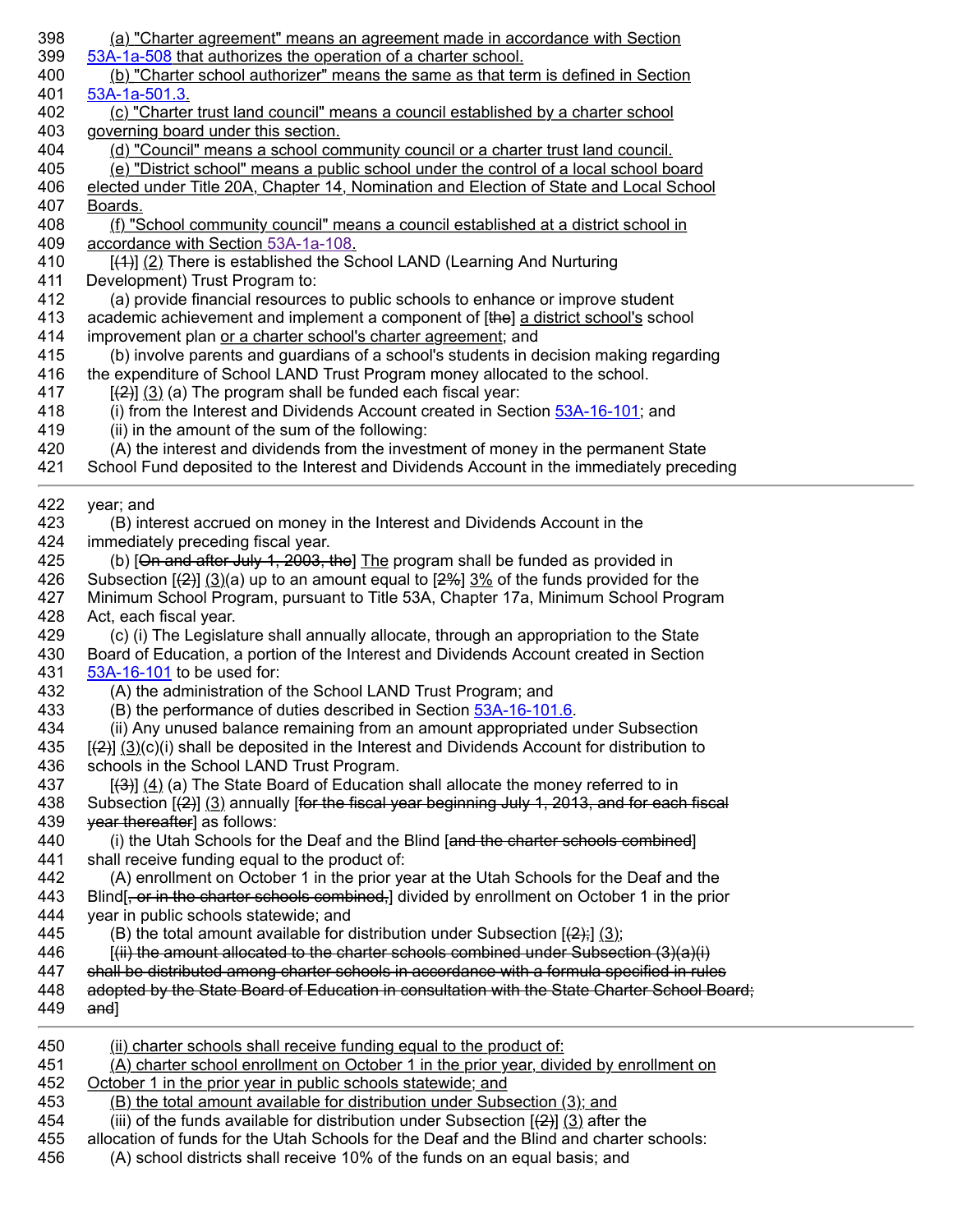398 (a) "Charter agreement" means an agreement made in accordance with Section
399 53A-1a-508 that authorizes the operation of a charter school.
400 (b) "Charter school authorizer" means the same as that term is defined in Section
401 53A-1a-501.3.
402 (c) "Charter trust land council" means a council established by a charter school
403 governing board under this section.
404 (d) "Council" means a school community council or a charter trust land council.
405 (e) "District school" means a public school under the control of a local school board
406 elected under Title 20A, Chapter 14, Nomination and Election of State and Local School
407 Boards.
408 (f) "School community council" means a council established at a district school in
409 accordance with Section 53A-1a-108.
410 [~~(1)~~] (2) There is established the School LAND (Learning And Nurturing
411 Development) Trust Program to:
412 (a) provide financial resources to public schools to enhance or improve student
413 academic achievement and implement a component of [~~the~~] a district school's school
414 improvement plan or a charter school's charter agreement; and
415 (b) involve parents and guardians of a school's students in decision making regarding
416 the expenditure of School LAND Trust Program money allocated to the school.
417 [~~(2)~~] (3) (a) The program shall be funded each fiscal year:
418 (i) from the Interest and Dividends Account created in Section 53A-16-101; and
419 (ii) in the amount of the sum of the following:
420 (A) the interest and dividends from the investment of money in the permanent State
421 School Fund deposited to the Interest and Dividends Account in the immediately preceding

422 year; and
423 (B) interest accrued on money in the Interest and Dividends Account in the
424 immediately preceding fiscal year.
425 (b) [~~On and after July 1, 2003, the~~] The program shall be funded as provided in
426 Subsection [~~(2)~~] (3)(a) up to an amount equal to [~~2%~~] 3% of the funds provided for the
427 Minimum School Program, pursuant to Title 53A, Chapter 17a, Minimum School Program
428 Act, each fiscal year.
429 (c) (i) The Legislature shall annually allocate, through an appropriation to the State
430 Board of Education, a portion of the Interest and Dividends Account created in Section
431 53A-16-101 to be used for:
432 (A) the administration of the School LAND Trust Program; and
433 (B) the performance of duties described in Section 53A-16-101.6.
434 (ii) Any unused balance remaining from an amount appropriated under Subsection
435 [~~(2)~~] (3)(c)(i) shall be deposited in the Interest and Dividends Account for distribution to
436 schools in the School LAND Trust Program.
437 [~~(3)~~] (4) (a) The State Board of Education shall allocate the money referred to in
438 Subsection [~~(2)~~] (3) annually [~~for the fiscal year beginning July 1, 2013, and for each fiscal~~
439 ~~year thereafter~~] as follows:
440 (i) the Utah Schools for the Deaf and the Blind [~~and the charter schools combined~~]
441 shall receive funding equal to the product of:
442 (A) enrollment on October 1 in the prior year at the Utah Schools for the Deaf and the
443 Blind[~~, or in the charter schools combined,~~] divided by enrollment on October 1 in the prior
444 year in public schools statewide; and
445 (B) the total amount available for distribution under Subsection [~~(2);~~] (3);
446 [~~(ii) the amount allocated to the charter schools combined under Subsection (3)(a)(i)~~
447 ~~shall be distributed among charter schools in accordance with a formula specified in rules~~
448 ~~adopted by the State Board of Education in consultation with the State Charter School Board;~~
449 ~~and~~]

450 (ii) charter schools shall receive funding equal to the product of:
451 (A) charter school enrollment on October 1 in the prior year, divided by enrollment on
452 October 1 in the prior year in public schools statewide; and
453 (B) the total amount available for distribution under Subsection (3); and
454 (iii) of the funds available for distribution under Subsection [~~(2)~~] (3) after the
455 allocation of funds for the Utah Schools for the Deaf and the Blind and charter schools:
456 (A) school districts shall receive 10% of the funds on an equal basis; and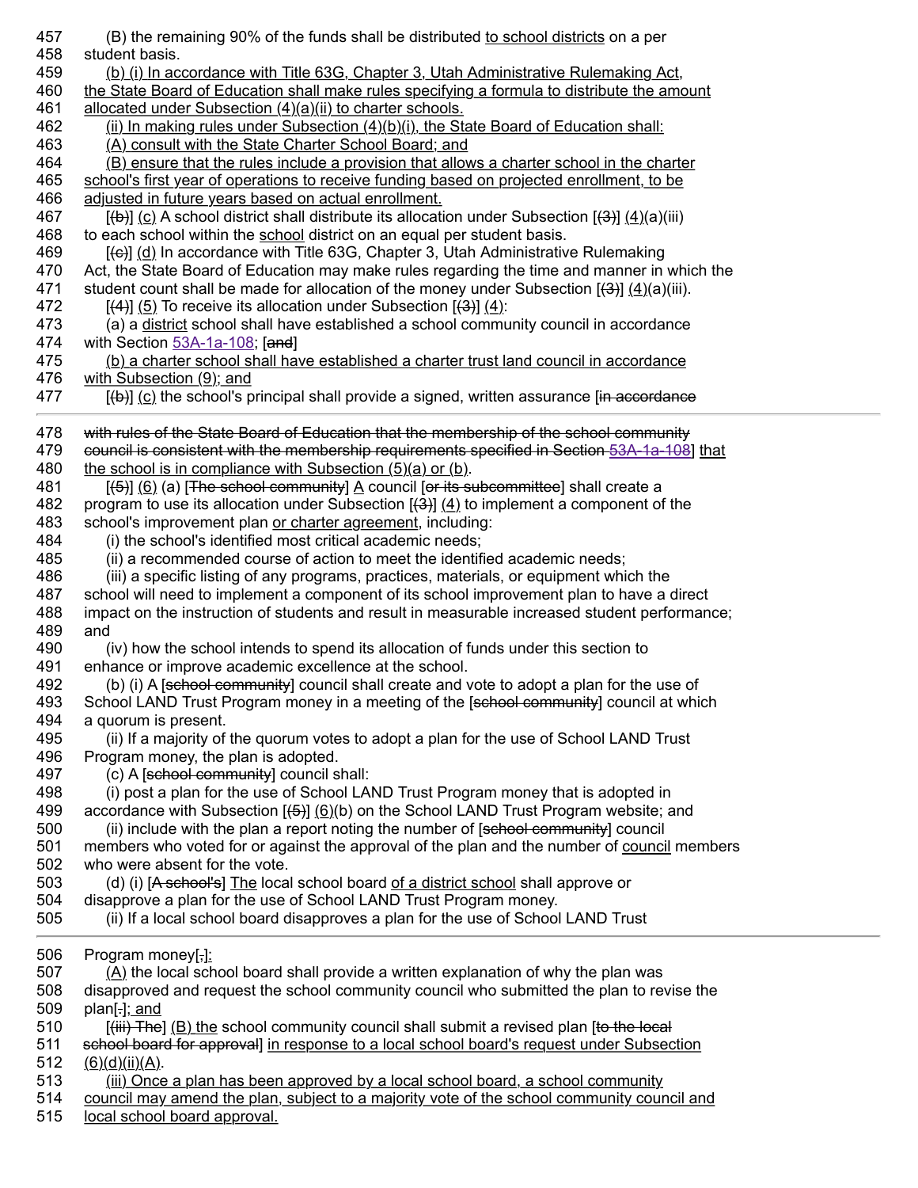457 (B) the remaining 90% of the funds shall be distributed to school districts on a per
458 student basis.
459 (b) (i) In accordance with Title 63G, Chapter 3, Utah Administrative Rulemaking Act,
460 the State Board of Education shall make rules specifying a formula to distribute the amount
461 allocated under Subsection (4)(a)(ii) to charter schools.
462 (ii) In making rules under Subsection (4)(b)(i), the State Board of Education shall:
463 (A) consult with the State Charter School Board; and
464 (B) ensure that the rules include a provision that allows a charter school in the charter
465 school's first year of operations to receive funding based on projected enrollment, to be
466 adjusted in future years based on actual enrollment.
467 [(b)] (c) A school district shall distribute its allocation under Subsection [(3)] (4)(a)(iii)
468 to each school within the school district on an equal per student basis.
469 [(c)] (d) In accordance with Title 63G, Chapter 3, Utah Administrative Rulemaking
470 Act, the State Board of Education may make rules regarding the time and manner in which the
471 student count shall be made for allocation of the money under Subsection [(3)] (4)(a)(iii).
472 [(4)] (5) To receive its allocation under Subsection [(3)] (4):
473 (a) a district school shall have established a school community council in accordance
474 with Section 53A-1a-108; [and]
475 (b) a charter school shall have established a charter trust land council in accordance
476 with Subsection (9); and
477 [(b)] (c) the school's principal shall provide a signed, written assurance [in accordance
478 with rules of the State Board of Education that the membership of the school community
479 council is consistent with the membership requirements specified in Section 53A-1a-108] that
480 the school is in compliance with Subsection (5)(a) or (b).
481 [(5)] (6) (a) [The school community] A council [or its subcommittee] shall create a
482 program to use its allocation under Subsection [(3)] (4) to implement a component of the
483 school's improvement plan or charter agreement, including:
484 (i) the school's identified most critical academic needs;
485 (ii) a recommended course of action to meet the identified academic needs;
486 (iii) a specific listing of any programs, practices, materials, or equipment which the
487 school will need to implement a component of its school improvement plan to have a direct
488 impact on the instruction of students and result in measurable increased student performance;
489 and
490 (iv) how the school intends to spend its allocation of funds under this section to
491 enhance or improve academic excellence at the school.
492 (b) (i) A [school community] council shall create and vote to adopt a plan for the use of
493 School LAND Trust Program money in a meeting of the [school community] council at which
494 a quorum is present.
495 (ii) If a majority of the quorum votes to adopt a plan for the use of School LAND Trust
496 Program money, the plan is adopted.
497 (c) A [school community] council shall:
498 (i) post a plan for the use of School LAND Trust Program money that is adopted in
499 accordance with Subsection [(5)] (6)(b) on the School LAND Trust Program website; and
500 (ii) include with the plan a report noting the number of [school community] council
501 members who voted for or against the approval of the plan and the number of council members
502 who were absent for the vote.
503 (d) (i) [A school's] The local school board of a district school shall approve or
504 disapprove a plan for the use of School LAND Trust Program money.
505 (ii) If a local school board disapproves a plan for the use of School LAND Trust
506 Program money[,]:
507 (A) the local school board shall provide a written explanation of why the plan was
508 disapproved and request the school community council who submitted the plan to revise the
509 plan[.]; and
510 [(iii) The] (B) the school community council shall submit a revised plan [to the local
511 school board for approval] in response to a local school board's request under Subsection
512 (6)(d)(ii)(A).
513 (iii) Once a plan has been approved by a local school board, a school community
514 council may amend the plan, subject to a majority vote of the school community council and
515 local school board approval.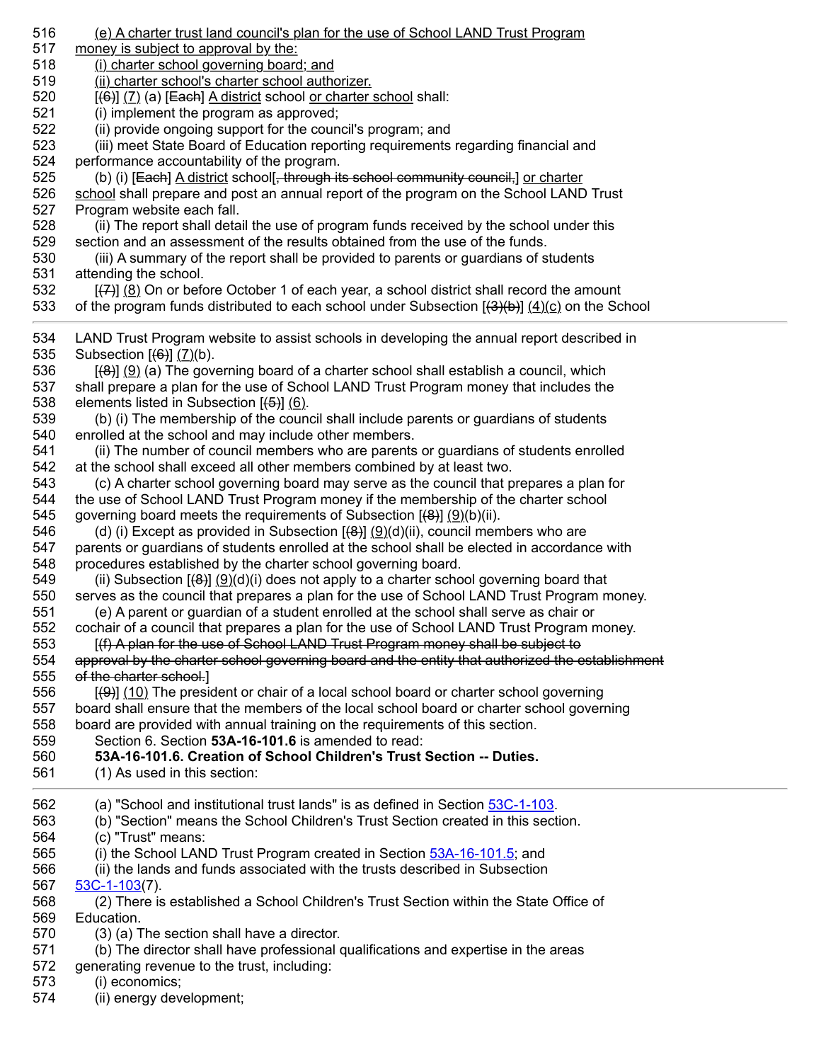516 (e) A charter trust land council's plan for the use of School LAND Trust Program
517 money is subject to approval by the:
518 (i) charter school governing board; and
519 (ii) charter school's charter school authorizer.
520 [(6)] (7) (a) [Each] A district school or charter school shall:
521 (i) implement the program as approved;
522 (ii) provide ongoing support for the council's program; and
523 (iii) meet State Board of Education reporting requirements regarding financial and
524 performance accountability of the program.
525 (b) (i) [Each] A district school[, through its school community council,] or charter
526 school shall prepare and post an annual report of the program on the School LAND Trust
527 Program website each fall.
528 (ii) The report shall detail the use of program funds received by the school under this
529 section and an assessment of the results obtained from the use of the funds.
530 (iii) A summary of the report shall be provided to parents or guardians of students
531 attending the school.
532 [(7)] (8) On or before October 1 of each year, a school district shall record the amount
533 of the program funds distributed to each school under Subsection [(3)(b)] (4)(c) on the School

534 LAND Trust Program website to assist schools in developing the annual report described in
535 Subsection [(6)] (7)(b).
536 [(8)] (9) (a) The governing board of a charter school shall establish a council, which
537 shall prepare a plan for the use of School LAND Trust Program money that includes the
538 elements listed in Subsection [(5)] (6).
539 (b) (i) The membership of the council shall include parents or guardians of students
540 enrolled at the school and may include other members.
541 (ii) The number of council members who are parents or guardians of students enrolled
542 at the school shall exceed all other members combined by at least two.
543 (c) A charter school governing board may serve as the council that prepares a plan for
544 the use of School LAND Trust Program money if the membership of the charter school
545 governing board meets the requirements of Subsection [(8)] (9)(b)(ii).
546 (d) (i) Except as provided in Subsection [(8)] (9)(d)(ii), council members who are
547 parents or guardians of students enrolled at the school shall be elected in accordance with
548 procedures established by the charter school governing board.
549 (ii) Subsection [(8)] (9)(d)(i) does not apply to a charter school governing board that
550 serves as the council that prepares a plan for the use of School LAND Trust Program money.
551 (e) A parent or guardian of a student enrolled at the school shall serve as chair or
552 cochair of a council that prepares a plan for the use of School LAND Trust Program money.
553 [(f) A plan for the use of School LAND Trust Program money shall be subject to
554 approval by the charter school governing board and the entity that authorized the establishment
555 of the charter school.]
556 [(9)] (10) The president or chair of a local school board or charter school governing
557 board shall ensure that the members of the local school board or charter school governing
558 board are provided with annual training on the requirements of this section.
559 Section 6. Section **53A-16-101.6** is amended to read:
560 **53A-16-101.6. Creation of School Children's Trust Section -- Duties.**
561 (1) As used in this section:

562 (a) "School and institutional trust lands" is as defined in Section 53C-1-103.
563 (b) "Section" means the School Children's Trust Section created in this section.
564 (c) "Trust" means:
565 (i) the School LAND Trust Program created in Section 53A-16-101.5; and
566 (ii) the lands and funds associated with the trusts described in Subsection
567 53C-1-103(7).
568 (2) There is established a School Children's Trust Section within the State Office of
569 Education.
570 (3) (a) The section shall have a director.
571 (b) The director shall have professional qualifications and expertise in the areas
572 generating revenue to the trust, including:
573 (i) economics;
574 (ii) energy development;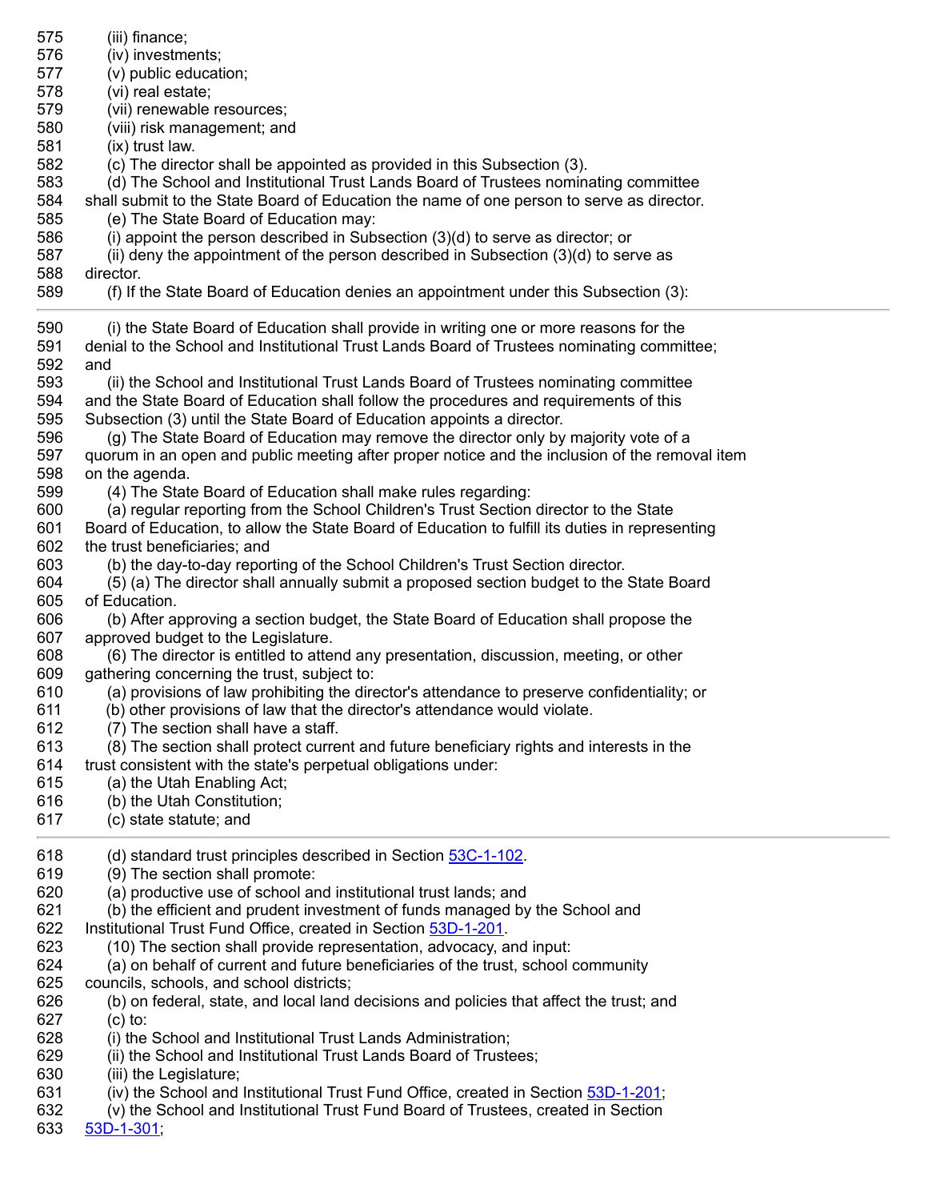575 (iii) finance;
576 (iv) investments;
577 (v) public education;
578 (vi) real estate;
579 (vii) renewable resources;
580 (viii) risk management; and
581 (ix) trust law.
582 (c) The director shall be appointed as provided in this Subsection (3).
583 (d) The School and Institutional Trust Lands Board of Trustees nominating committee
584 shall submit to the State Board of Education the name of one person to serve as director.
585 (e) The State Board of Education may:
586 (i) appoint the person described in Subsection (3)(d) to serve as director; or
587 (ii) deny the appointment of the person described in Subsection (3)(d) to serve as
588 director.
589 (f) If the State Board of Education denies an appointment under this Subsection (3):

---

590 (i) the State Board of Education shall provide in writing one or more reasons for the
591 denial to the School and Institutional Trust Lands Board of Trustees nominating committee;
592 and
593 (ii) the School and Institutional Trust Lands Board of Trustees nominating committee
594 and the State Board of Education shall follow the procedures and requirements of this
595 Subsection (3) until the State Board of Education appoints a director.
596 (g) The State Board of Education may remove the director only by majority vote of a
597 quorum in an open and public meeting after proper notice and the inclusion of the removal item
598 on the agenda.
599 (4) The State Board of Education shall make rules regarding:
600 (a) regular reporting from the School Children's Trust Section director to the State
601 Board of Education, to allow the State Board of Education to fulfill its duties in representing
602 the trust beneficiaries; and
603 (b) the day-to-day reporting of the School Children's Trust Section director.
604 (5) (a) The director shall annually submit a proposed section budget to the State Board
605 of Education.
606 (b) After approving a section budget, the State Board of Education shall propose the
607 approved budget to the Legislature.
608 (6) The director is entitled to attend any presentation, discussion, meeting, or other
609 gathering concerning the trust, subject to:
610 (a) provisions of law prohibiting the director's attendance to preserve confidentiality; or
611 (b) other provisions of law that the director's attendance would violate.
612 (7) The section shall have a staff.
613 (8) The section shall protect current and future beneficiary rights and interests in the
614 trust consistent with the state's perpetual obligations under:
615 (a) the Utah Enabling Act;
616 (b) the Utah Constitution;
617 (c) state statute; and

---

618 (d) standard trust principles described in Section 53C-1-102.
619 (9) The section shall promote:
620 (a) productive use of school and institutional trust lands; and
621 (b) the efficient and prudent investment of funds managed by the School and
622 Institutional Trust Fund Office, created in Section 53D-1-201.
623 (10) The section shall provide representation, advocacy, and input:
624 (a) on behalf of current and future beneficiaries of the trust, school community
625 councils, schools, and school districts;
626 (b) on federal, state, and local land decisions and policies that affect the trust; and
627 (c) to:
628 (i) the School and Institutional Trust Lands Administration;
629 (ii) the School and Institutional Trust Lands Board of Trustees;
630 (iii) the Legislature;
631 (iv) the School and Institutional Trust Fund Office, created in Section 53D-1-201;
632 (v) the School and Institutional Trust Fund Board of Trustees, created in Section
633 53D-1-301;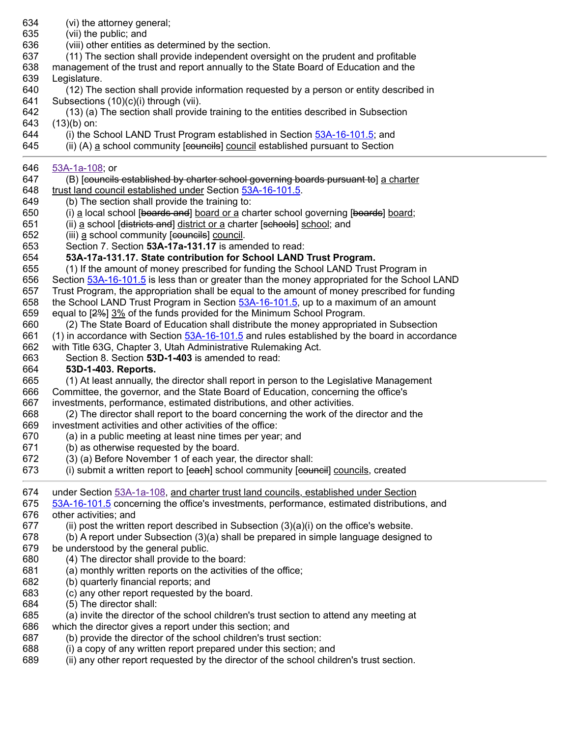634 (vi) the attorney general;
635 (vii) the public; and
636 (viii) other entities as determined by the section.
637 (11) The section shall provide independent oversight on the prudent and profitable
638 management of the trust and report annually to the State Board of Education and the
639 Legislature.
640 (12) The section shall provide information requested by a person or entity described in
641 Subsections (10)(c)(i) through (vii).
642 (13) (a) The section shall provide training to the entities described in Subsection
643 (13)(b) on:
644 (i) the School LAND Trust Program established in Section 53A-16-101.5; and
645 (ii) (A) a school community [~~councils~~] council established pursuant to Section

646 53A-1a-108; or
647 (B) [~~councils established by charter school governing boards pursuant to~~] a charter
648 trust land council established under Section 53A-16-101.5.
649 (b) The section shall provide the training to:
650 (i) a local school [~~boards and~~] board or a charter school governing [~~boards~~] board;
651 (ii) a school [~~districts and~~] district or a charter [~~schools~~] school; and
652 (iii) a school community [~~councils~~] council.
653 Section 7. Section **53A-17a-131.17** is amended to read:
654 **53A-17a-131.17. State contribution for School LAND Trust Program.**
655 (1) If the amount of money prescribed for funding the School LAND Trust Program in
656 Section 53A-16-101.5 is less than or greater than the money appropriated for the School LAND
657 Trust Program, the appropriation shall be equal to the amount of money prescribed for funding
658 the School LAND Trust Program in Section 53A-16-101.5, up to a maximum of an amount
659 equal to [~~2%~~] 3% of the funds provided for the Minimum School Program.
660 (2) The State Board of Education shall distribute the money appropriated in Subsection
661 (1) in accordance with Section 53A-16-101.5 and rules established by the board in accordance
662 with Title 63G, Chapter 3, Utah Administrative Rulemaking Act.
663 Section 8. Section **53D-1-403** is amended to read:
664 **53D-1-403. Reports.**
665 (1) At least annually, the director shall report in person to the Legislative Management
666 Committee, the governor, and the State Board of Education, concerning the office's
667 investments, performance, estimated distributions, and other activities.
668 (2) The director shall report to the board concerning the work of the director and the
669 investment activities and other activities of the office:
670 (a) in a public meeting at least nine times per year; and
671 (b) as otherwise requested by the board.
672 (3) (a) Before November 1 of each year, the director shall:
673 (i) submit a written report to [~~each~~] school community [~~council~~] councils, created

674 under Section 53A-1a-108, and charter trust land councils, established under Section
675 53A-16-101.5 concerning the office's investments, performance, estimated distributions, and
676 other activities; and
677 (ii) post the written report described in Subsection (3)(a)(i) on the office's website.
678 (b) A report under Subsection (3)(a) shall be prepared in simple language designed to
679 be understood by the general public.
680 (4) The director shall provide to the board:
681 (a) monthly written reports on the activities of the office;
682 (b) quarterly financial reports; and
683 (c) any other report requested by the board.
684 (5) The director shall:
685 (a) invite the director of the school children's trust section to attend any meeting at
686 which the director gives a report under this section; and
687 (b) provide the director of the school children's trust section:
688 (i) a copy of any written report prepared under this section; and
689 (ii) any other report requested by the director of the school children's trust section.